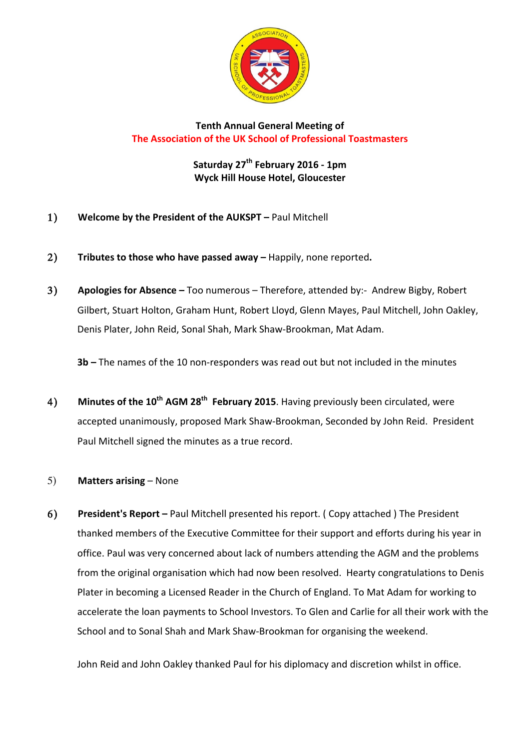**Tenth Annual General Meeting of**
**The Association of the UK School of Professional Toastmasters**

**Saturday 27th February 2016 - 1pm**
**Wyck Hill House Hotel, Gloucester**

1) **Welcome by the President of the AUKSPT –** Paul Mitchell

2) **Tributes to those who have passed away –** Happily, none reported**.**

3) **Apologies for Absence –** Too numerous – Therefore, attended by:- Andrew Bigby, Robert Gilbert, Stuart Holton, Graham Hunt, Robert Lloyd, Glenn Mayes, Paul Mitchell, John Oakley, Denis Plater, John Reid, Sonal Shah, Mark Shaw-Brookman, Mat Adam.

   **3b –** The names of the 10 non-responders was read out but not included in the minutes

4) **Minutes of the 10th AGM 28th February 2015**. Having previously been circulated, were accepted unanimously, proposed Mark Shaw-Brookman, Seconded by John Reid. President Paul Mitchell signed the minutes as a true record.

5) **Matters arising** – None

6) **President's Report –** Paul Mitchell presented his report. ( Copy attached ) The President thanked members of the Executive Committee for their support and efforts during his year in office. Paul was very concerned about lack of numbers attending the AGM and the problems from the original organisation which had now been resolved. Hearty congratulations to Denis Plater in becoming a Licensed Reader in the Church of England. To Mat Adam for working to accelerate the loan payments to School Investors. To Glen and Carlie for all their work with the School and to Sonal Shah and Mark Shaw-Brookman for organising the weekend.

   John Reid and John Oakley thanked Paul for his diplomacy and discretion whilst in office.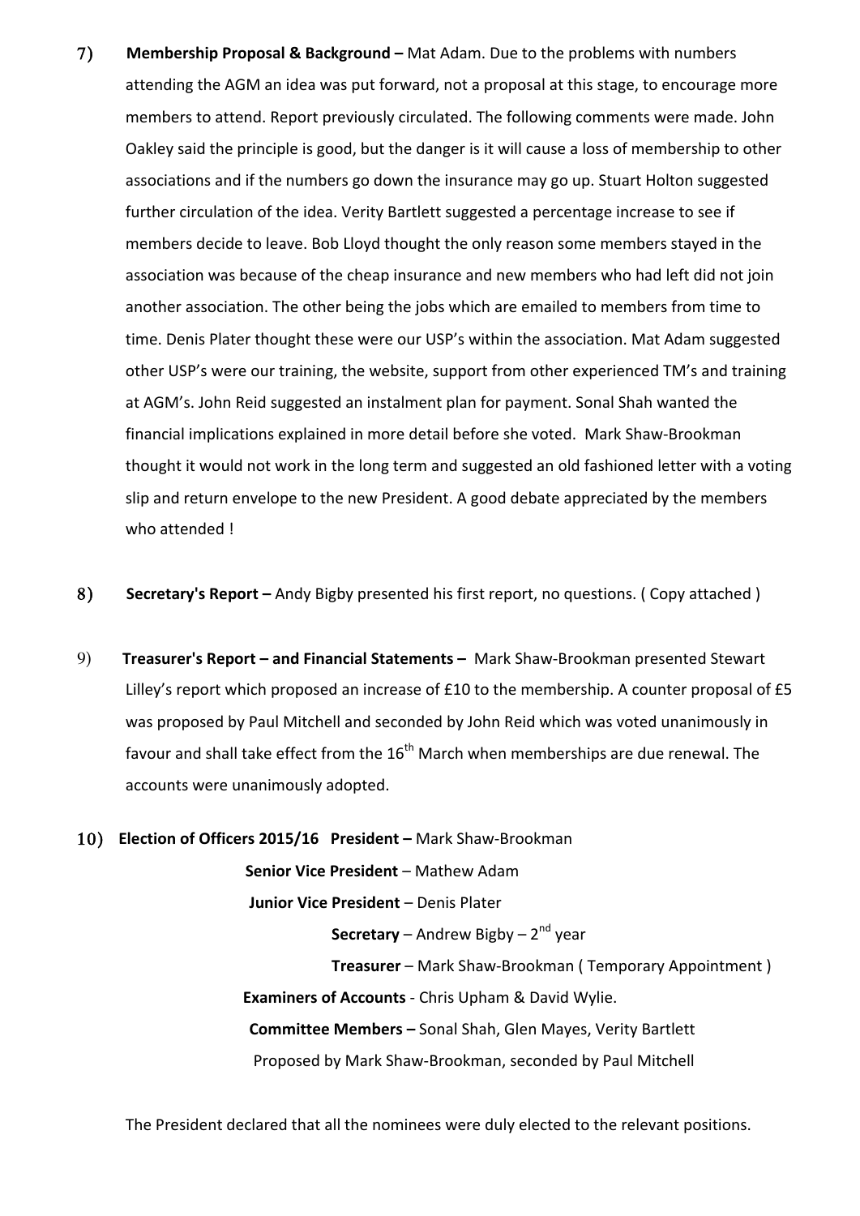7) **Membership Proposal & Background –** Mat Adam. Due to the problems with numbers attending the AGM an idea was put forward, not a proposal at this stage, to encourage more members to attend. Report previously circulated. The following comments were made. John Oakley said the principle is good, but the danger is it will cause a loss of membership to other associations and if the numbers go down the insurance may go up. Stuart Holton suggested further circulation of the idea. Verity Bartlett suggested a percentage increase to see if members decide to leave. Bob Lloyd thought the only reason some members stayed in the association was because of the cheap insurance and new members who had left did not join another association. The other being the jobs which are emailed to members from time to time. Denis Plater thought these were our USP's within the association. Mat Adam suggested other USP's were our training, the website, support from other experienced TM's and training at AGM's. John Reid suggested an instalment plan for payment. Sonal Shah wanted the financial implications explained in more detail before she voted. Mark Shaw-Brookman thought it would not work in the long term and suggested an old fashioned letter with a voting slip and return envelope to the new President. A good debate appreciated by the members who attended !

8) **Secretary's Report –** Andy Bigby presented his first report, no questions. ( Copy attached )

9) **Treasurer's Report – and Financial Statements –** Mark Shaw-Brookman presented Stewart Lilley's report which proposed an increase of £10 to the membership. A counter proposal of £5 was proposed by Paul Mitchell and seconded by John Reid which was voted unanimously in favour and shall take effect from the 16th March when memberships are due renewal. The accounts were unanimously adopted.

10) **Election of Officers 2015/16** **President –** Mark Shaw-Brookman

**Senior Vice President** – Mathew Adam

**Junior Vice President** – Denis Plater

**Secretary** – Andrew Bigby – 2nd year

**Treasurer** – Mark Shaw-Brookman ( Temporary Appointment )

**Examiners of Accounts** - Chris Upham & David Wylie.

**Committee Members –** Sonal Shah, Glen Mayes, Verity Bartlett

Proposed by Mark Shaw-Brookman, seconded by Paul Mitchell

The President declared that all the nominees were duly elected to the relevant positions.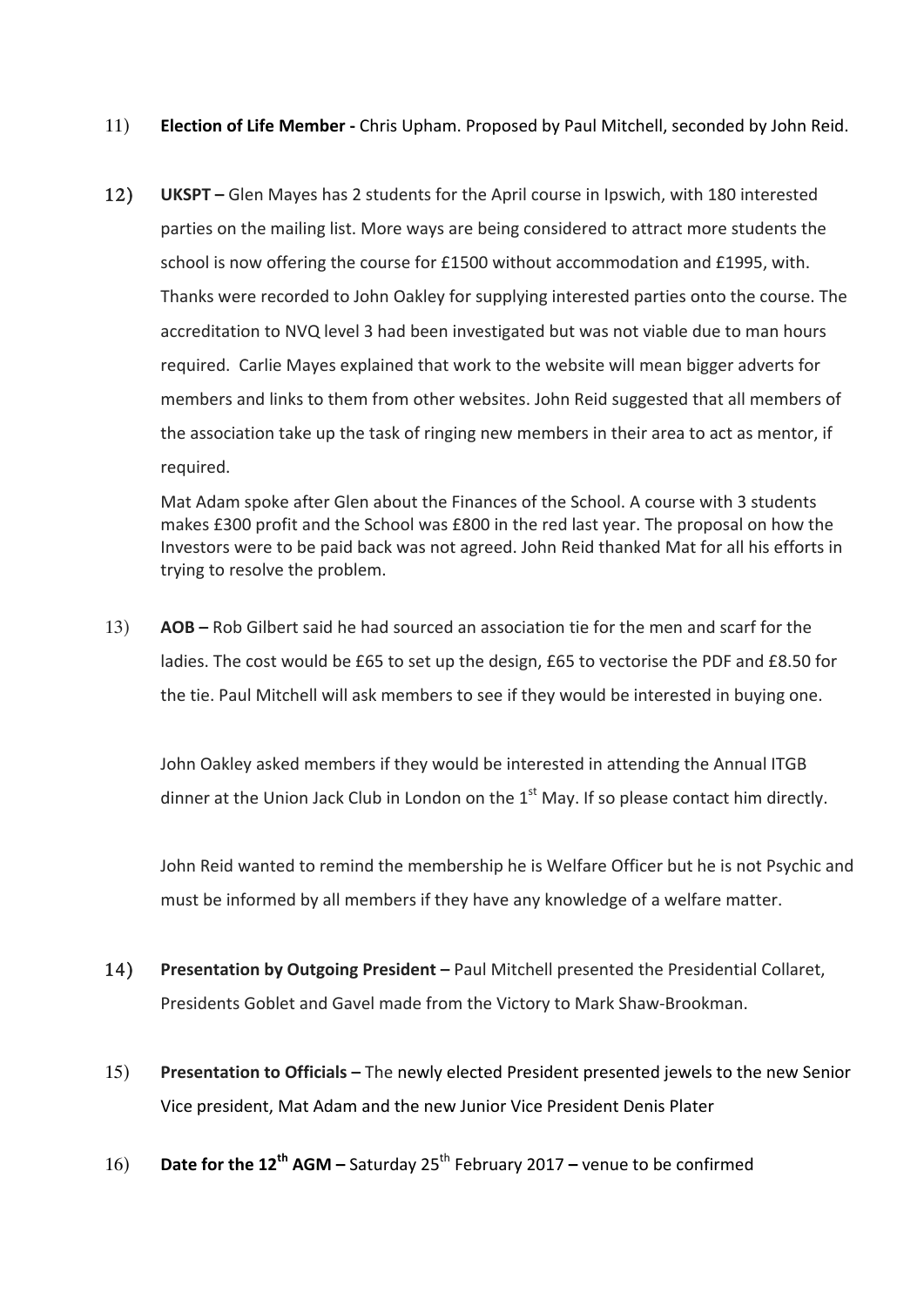11) **Election of Life Member -** Chris Upham. Proposed by Paul Mitchell, seconded by John Reid.

12) **UKSPT –** Glen Mayes has 2 students for the April course in Ipswich, with 180 interested parties on the mailing list. More ways are being considered to attract more students the school is now offering the course for £1500 without accommodation and £1995, with. Thanks were recorded to John Oakley for supplying interested parties onto the course. The accreditation to NVQ level 3 had been investigated but was not viable due to man hours required. Carlie Mayes explained that work to the website will mean bigger adverts for members and links to them from other websites. John Reid suggested that all members of the association take up the task of ringing new members in their area to act as mentor, if required.

    Mat Adam spoke after Glen about the Finances of the School. A course with 3 students makes £300 profit and the School was £800 in the red last year. The proposal on how the Investors were to be paid back was not agreed. John Reid thanked Mat for all his efforts in trying to resolve the problem.

13) **AOB –** Rob Gilbert said he had sourced an association tie for the men and scarf for the ladies. The cost would be £65 to set up the design, £65 to vectorise the PDF and £8.50 for the tie. Paul Mitchell will ask members to see if they would be interested in buying one.

    John Oakley asked members if they would be interested in attending the Annual ITGB dinner at the Union Jack Club in London on the 1st May. If so please contact him directly.

    John Reid wanted to remind the membership he is Welfare Officer but he is not Psychic and must be informed by all members if they have any knowledge of a welfare matter.

14) **Presentation by Outgoing President –** Paul Mitchell presented the Presidential Collaret, Presidents Goblet and Gavel made from the Victory to Mark Shaw-Brookman.

15) **Presentation to Officials –** The newly elected President presented jewels to the new Senior Vice president, Mat Adam and the new Junior Vice President Denis Plater

16) **Date for the 12th AGM –** Saturday 25th February 2017 **–** venue to be confirmed